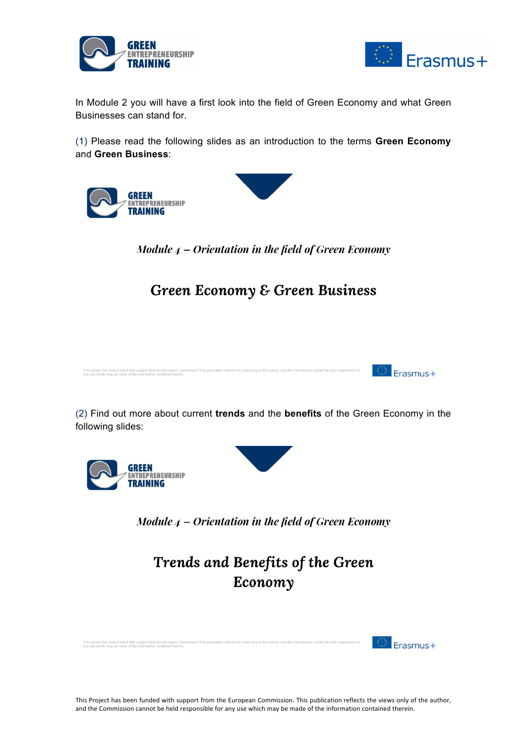In Module 2 you will have a first look into the field of Green Economy and what Green Businesses can stand for.

(1) Please read the following slides as an introduction to the terms **Green Economy** and **Green Business**:

*Module 4 – Orientation in the field of Green Economy*

## Green Economy & Green Business

(2) Find out more about current **trends** and the **benefits** of the Green Economy in the following slides:

*Module 4 – Orientation in the field of Green Economy*

## Trends and Benefits of the Green Economy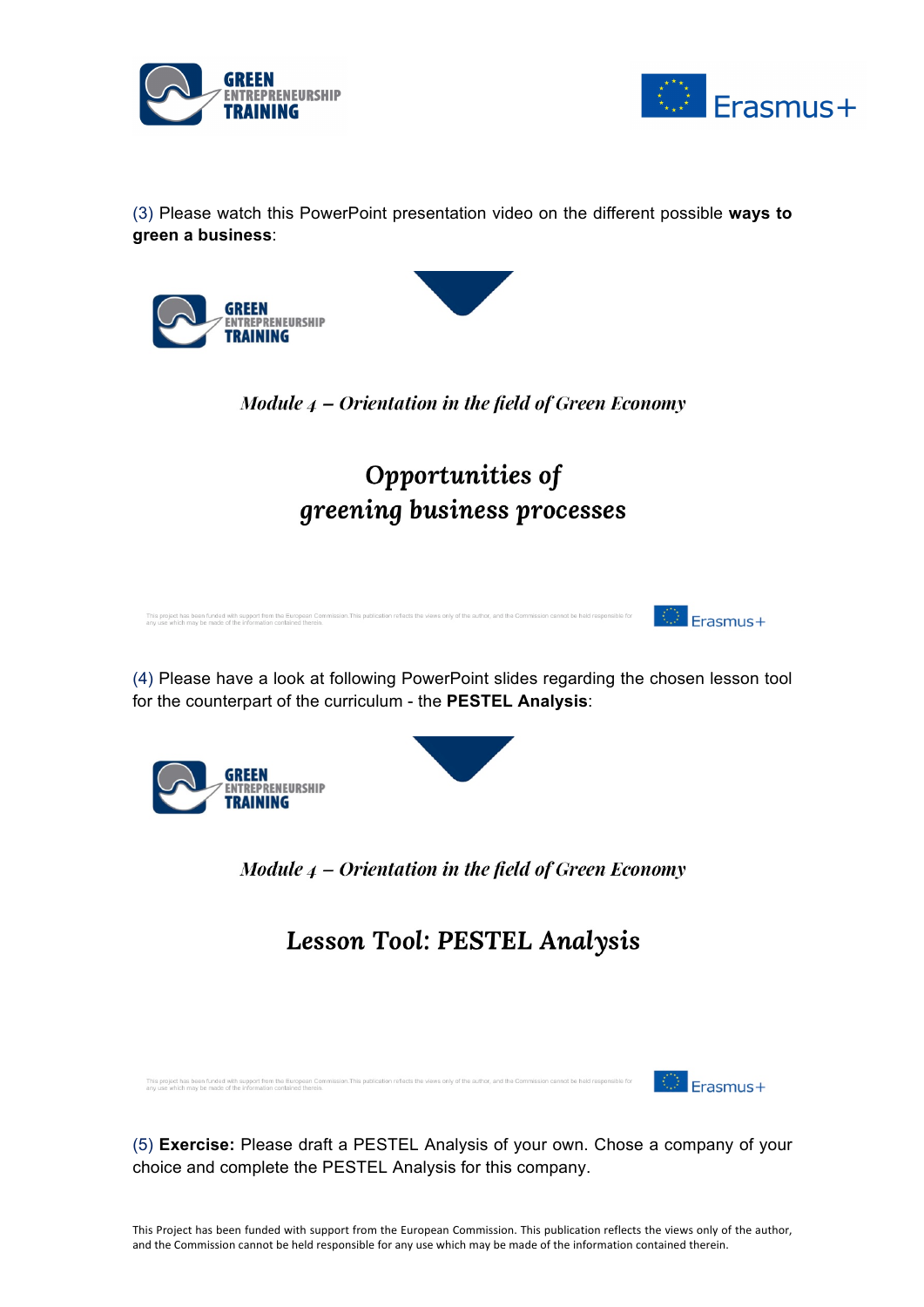(3) Please watch this PowerPoint presentation video on the different possible **ways to green a business**:

*Module 4 – Orientation in the field of Green Economy*

## Opportunities of greening business processes

(4) Please have a look at following PowerPoint slides regarding the chosen lesson tool for the counterpart of the curriculum - the **PESTEL Analysis**:

*Module 4 – Orientation in the field of Green Economy*

## Lesson Tool: PESTEL Analysis

(5) **Exercise:** Please draft a PESTEL Analysis of your own. Chose a company of your choice and complete the PESTEL Analysis for this company.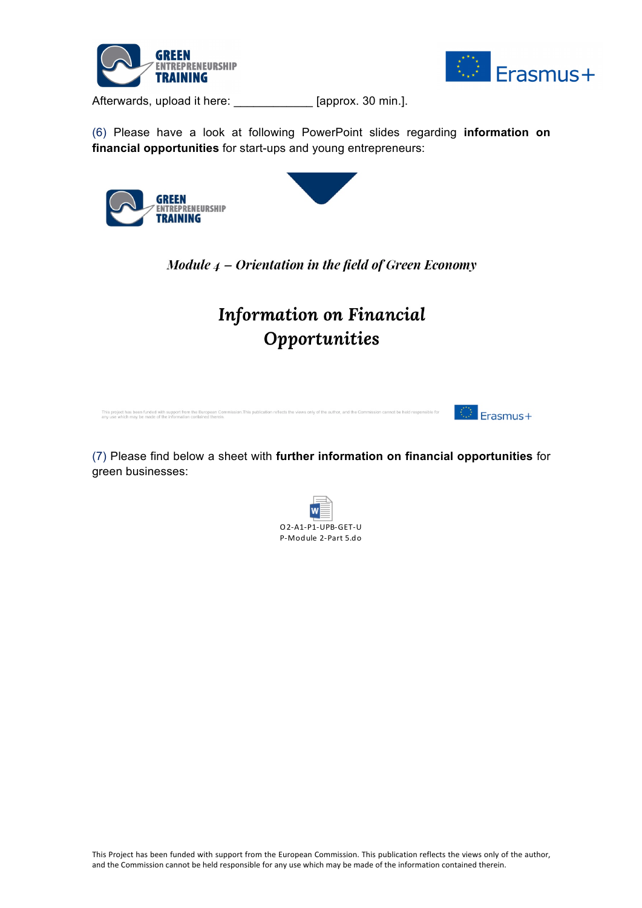Afterwards, upload it here: ____________ [approx. 30 min.].

(6) Please have a look at following PowerPoint slides regarding **information on financial opportunities** for start-ups and young entrepreneurs:

*Module 4 – Orientation in the field of Green Economy*

**Information on Financial Opportunities**

This project has been funded with support from the European Commission. This publication reflects the views only of the author, and the Commission cannot be held responsible for any use which may be made of the information contained therein.

(7) Please find below a sheet with **further information on financial opportunities** for green businesses:

O2-A1-P1-UPB-GET-UP-Module 2-Part 5.do